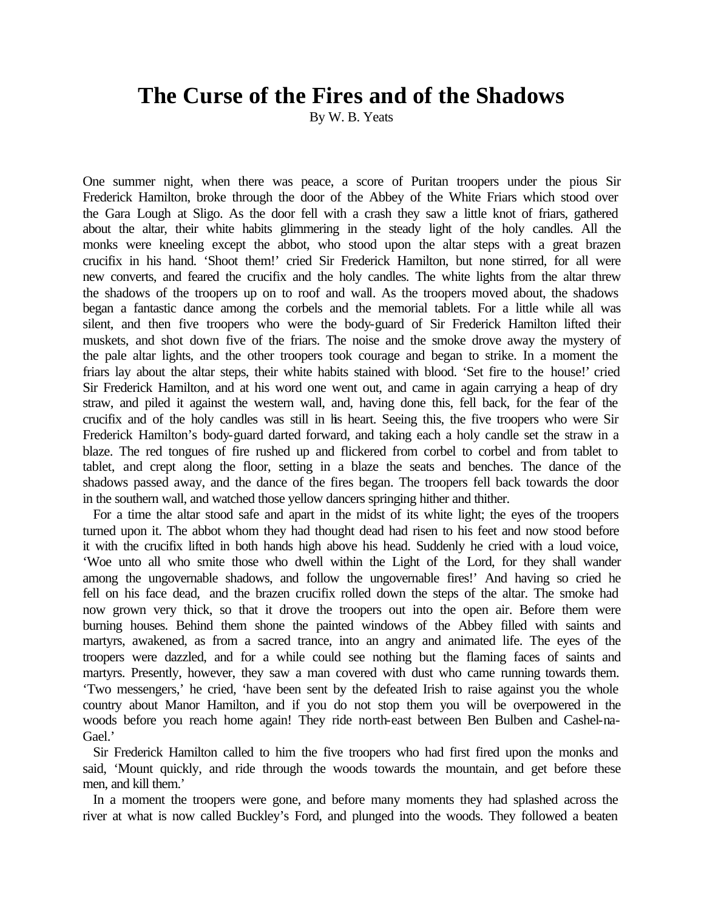# The Curse of the Fires and of the Shadows

By W. B. Yeats

One summer night, when there was peace, a score of Puritan troopers under the pious Sir Frederick Hamilton, broke through the door of the Abbey of the White Friars which stood over the Gara Lough at Sligo. As the door fell with a crash they saw a little knot of friars, gathered about the altar, their white habits glimmering in the steady light of the holy candles. All the monks were kneeling except the abbot, who stood upon the altar steps with a great brazen crucifix in his hand. 'Shoot them!' cried Sir Frederick Hamilton, but none stirred, for all were new converts, and feared the crucifix and the holy candles. The white lights from the altar threw the shadows of the troopers up on to roof and wall. As the troopers moved about, the shadows began a fantastic dance among the corbels and the memorial tablets. For a little while all was silent, and then five troopers who were the body-guard of Sir Frederick Hamilton lifted their muskets, and shot down five of the friars. The noise and the smoke drove away the mystery of the pale altar lights, and the other troopers took courage and began to strike. In a moment the friars lay about the altar steps, their white habits stained with blood. 'Set fire to the house!' cried Sir Frederick Hamilton, and at his word one went out, and came in again carrying a heap of dry straw, and piled it against the western wall, and, having done this, fell back, for the fear of the crucifix and of the holy candles was still in his heart. Seeing this, the five troopers who were Sir Frederick Hamilton's body-guard darted forward, and taking each a holy candle set the straw in a blaze. The red tongues of fire rushed up and flickered from corbel to corbel and from tablet to tablet, and crept along the floor, setting in a blaze the seats and benches. The dance of the shadows passed away, and the dance of the fires began. The troopers fell back towards the door in the southern wall, and watched those yellow dancers springing hither and thither.

For a time the altar stood safe and apart in the midst of its white light; the eyes of the troopers turned upon it. The abbot whom they had thought dead had risen to his feet and now stood before it with the crucifix lifted in both hands high above his head. Suddenly he cried with a loud voice, 'Woe unto all who smite those who dwell within the Light of the Lord, for they shall wander among the ungovernable shadows, and follow the ungovernable fires!' And having so cried he fell on his face dead, and the brazen crucifix rolled down the steps of the altar. The smoke had now grown very thick, so that it drove the troopers out into the open air. Before them were burning houses. Behind them shone the painted windows of the Abbey filled with saints and martyrs, awakened, as from a sacred trance, into an angry and animated life. The eyes of the troopers were dazzled, and for a while could see nothing but the flaming faces of saints and martyrs. Presently, however, they saw a man covered with dust who came running towards them. 'Two messengers,' he cried, 'have been sent by the defeated Irish to raise against you the whole country about Manor Hamilton, and if you do not stop them you will be overpowered in the woods before you reach home again! They ride north-east between Ben Bulben and Cashel-na-Gael.'

Sir Frederick Hamilton called to him the five troopers who had first fired upon the monks and said, 'Mount quickly, and ride through the woods towards the mountain, and get before these men, and kill them.'

In a moment the troopers were gone, and before many moments they had splashed across the river at what is now called Buckley's Ford, and plunged into the woods. They followed a beaten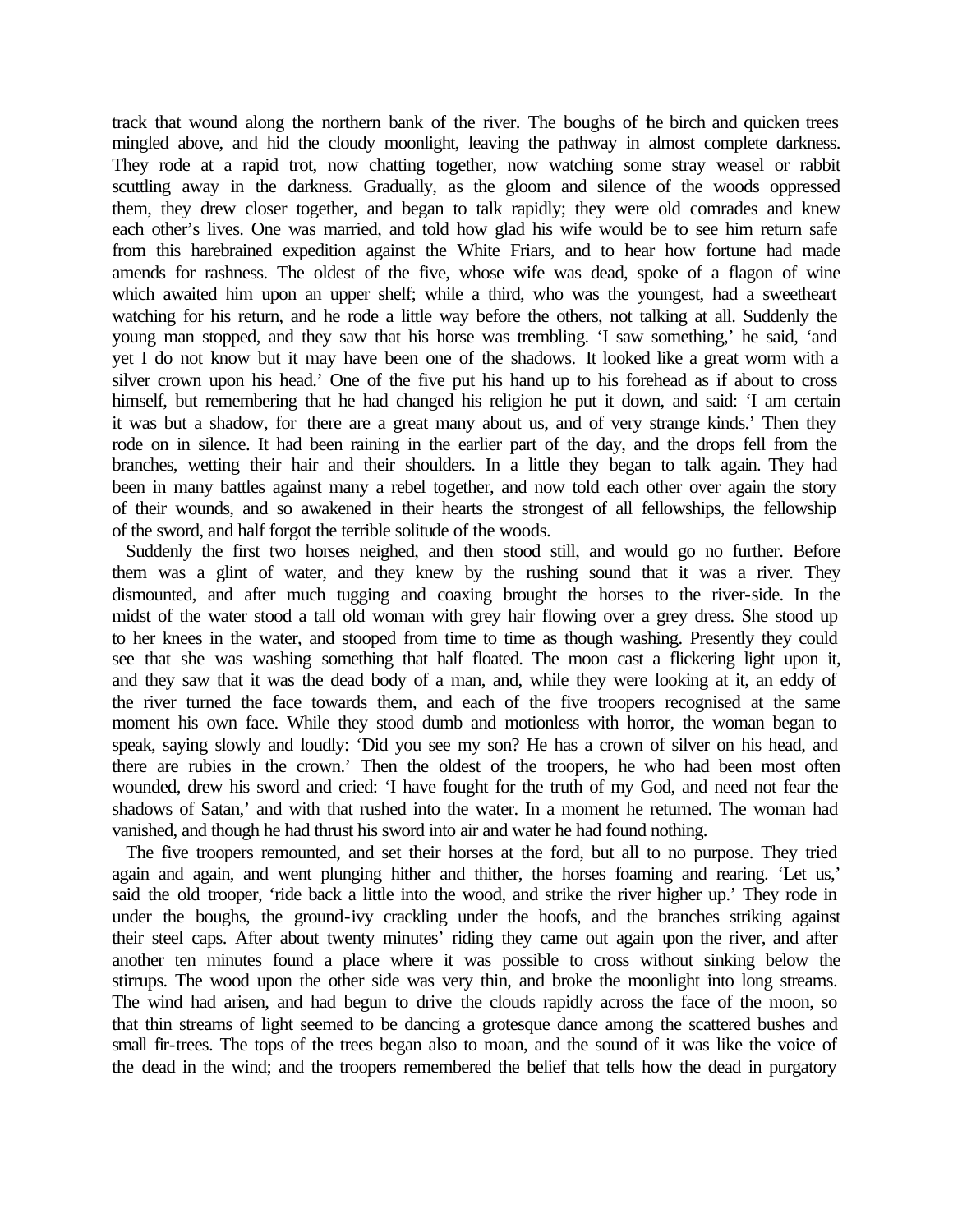track that wound along the northern bank of the river. The boughs of the birch and quicken trees mingled above, and hid the cloudy moonlight, leaving the pathway in almost complete darkness. They rode at a rapid trot, now chatting together, now watching some stray weasel or rabbit scuttling away in the darkness. Gradually, as the gloom and silence of the woods oppressed them, they drew closer together, and began to talk rapidly; they were old comrades and knew each other's lives. One was married, and told how glad his wife would be to see him return safe from this harebrained expedition against the White Friars, and to hear how fortune had made amends for rashness. The oldest of the five, whose wife was dead, spoke of a flagon of wine which awaited him upon an upper shelf; while a third, who was the youngest, had a sweetheart watching for his return, and he rode a little way before the others, not talking at all. Suddenly the young man stopped, and they saw that his horse was trembling. 'I saw something,' he said, 'and yet I do not know but it may have been one of the shadows. It looked like a great worm with a silver crown upon his head.' One of the five put his hand up to his forehead as if about to cross himself, but remembering that he had changed his religion he put it down, and said: 'I am certain it was but a shadow, for there are a great many about us, and of very strange kinds.' Then they rode on in silence. It had been raining in the earlier part of the day, and the drops fell from the branches, wetting their hair and their shoulders. In a little they began to talk again. They had been in many battles against many a rebel together, and now told each other over again the story of their wounds, and so awakened in their hearts the strongest of all fellowships, the fellowship of the sword, and half forgot the terrible solitude of the woods.

Suddenly the first two horses neighed, and then stood still, and would go no further. Before them was a glint of water, and they knew by the rushing sound that it was a river. They dismounted, and after much tugging and coaxing brought the horses to the river-side. In the midst of the water stood a tall old woman with grey hair flowing over a grey dress. She stood up to her knees in the water, and stooped from time to time as though washing. Presently they could see that she was washing something that half floated. The moon cast a flickering light upon it, and they saw that it was the dead body of a man, and, while they were looking at it, an eddy of the river turned the face towards them, and each of the five troopers recognised at the same moment his own face. While they stood dumb and motionless with horror, the woman began to speak, saying slowly and loudly: 'Did you see my son? He has a crown of silver on his head, and there are rubies in the crown.' Then the oldest of the troopers, he who had been most often wounded, drew his sword and cried: 'I have fought for the truth of my God, and need not fear the shadows of Satan,' and with that rushed into the water. In a moment he returned. The woman had vanished, and though he had thrust his sword into air and water he had found nothing.

The five troopers remounted, and set their horses at the ford, but all to no purpose. They tried again and again, and went plunging hither and thither, the horses foaming and rearing. 'Let us,' said the old trooper, 'ride back a little into the wood, and strike the river higher up.' They rode in under the boughs, the ground-ivy crackling under the hoofs, and the branches striking against their steel caps. After about twenty minutes' riding they came out again upon the river, and after another ten minutes found a place where it was possible to cross without sinking below the stirrups. The wood upon the other side was very thin, and broke the moonlight into long streams. The wind had arisen, and had begun to drive the clouds rapidly across the face of the moon, so that thin streams of light seemed to be dancing a grotesque dance among the scattered bushes and small fir-trees. The tops of the trees began also to moan, and the sound of it was like the voice of the dead in the wind; and the troopers remembered the belief that tells how the dead in purgatory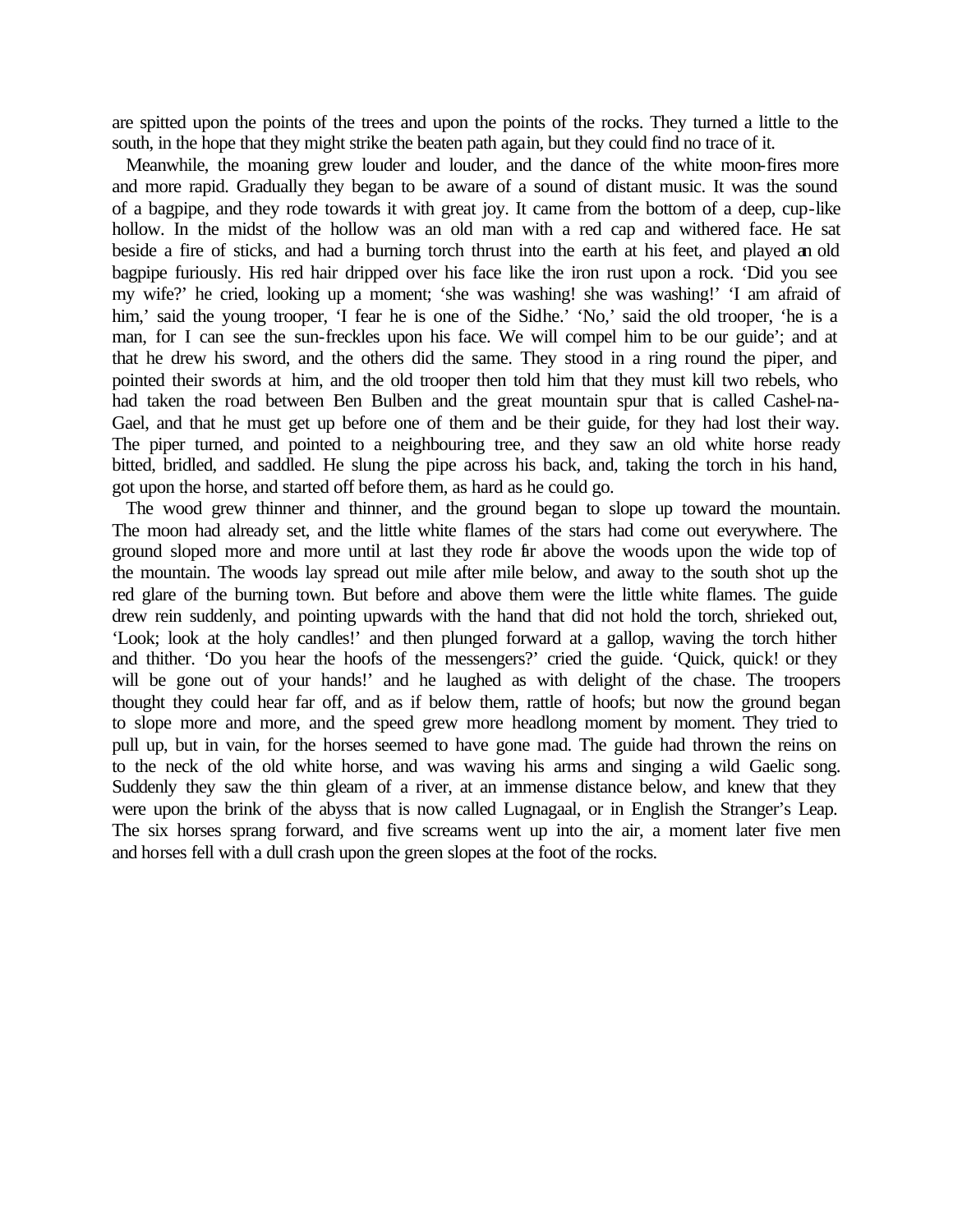are spitted upon the points of the trees and upon the points of the rocks. They turned a little to the south, in the hope that they might strike the beaten path again, but they could find no trace of it.

Meanwhile, the moaning grew louder and louder, and the dance of the white moon-fires more and more rapid. Gradually they began to be aware of a sound of distant music. It was the sound of a bagpipe, and they rode towards it with great joy. It came from the bottom of a deep, cup-like hollow. In the midst of the hollow was an old man with a red cap and withered face. He sat beside a fire of sticks, and had a burning torch thrust into the earth at his feet, and played an old bagpipe furiously. His red hair dripped over his face like the iron rust upon a rock. 'Did you see my wife?' he cried, looking up a moment; 'she was washing! she was washing!' 'I am afraid of him,' said the young trooper, 'I fear he is one of the Sidhe.' 'No,' said the old trooper, 'he is a man, for I can see the sun-freckles upon his face. We will compel him to be our guide'; and at that he drew his sword, and the others did the same. They stood in a ring round the piper, and pointed their swords at him, and the old trooper then told him that they must kill two rebels, who had taken the road between Ben Bulben and the great mountain spur that is called Cashel-na-Gael, and that he must get up before one of them and be their guide, for they had lost their way. The piper turned, and pointed to a neighbouring tree, and they saw an old white horse ready bitted, bridled, and saddled. He slung the pipe across his back, and, taking the torch in his hand, got upon the horse, and started off before them, as hard as he could go.

The wood grew thinner and thinner, and the ground began to slope up toward the mountain. The moon had already set, and the little white flames of the stars had come out everywhere. The ground sloped more and more until at last they rode far above the woods upon the wide top of the mountain. The woods lay spread out mile after mile below, and away to the south shot up the red glare of the burning town. But before and above them were the little white flames. The guide drew rein suddenly, and pointing upwards with the hand that did not hold the torch, shrieked out, 'Look; look at the holy candles!' and then plunged forward at a gallop, waving the torch hither and thither. 'Do you hear the hoofs of the messengers?' cried the guide. 'Quick, quick! or they will be gone out of your hands!' and he laughed as with delight of the chase. The troopers thought they could hear far off, and as if below them, rattle of hoofs; but now the ground began to slope more and more, and the speed grew more headlong moment by moment. They tried to pull up, but in vain, for the horses seemed to have gone mad. The guide had thrown the reins on to the neck of the old white horse, and was waving his arms and singing a wild Gaelic song. Suddenly they saw the thin gleam of a river, at an immense distance below, and knew that they were upon the brink of the abyss that is now called Lugnagaal, or in English the Stranger's Leap. The six horses sprang forward, and five screams went up into the air, a moment later five men and horses fell with a dull crash upon the green slopes at the foot of the rocks.